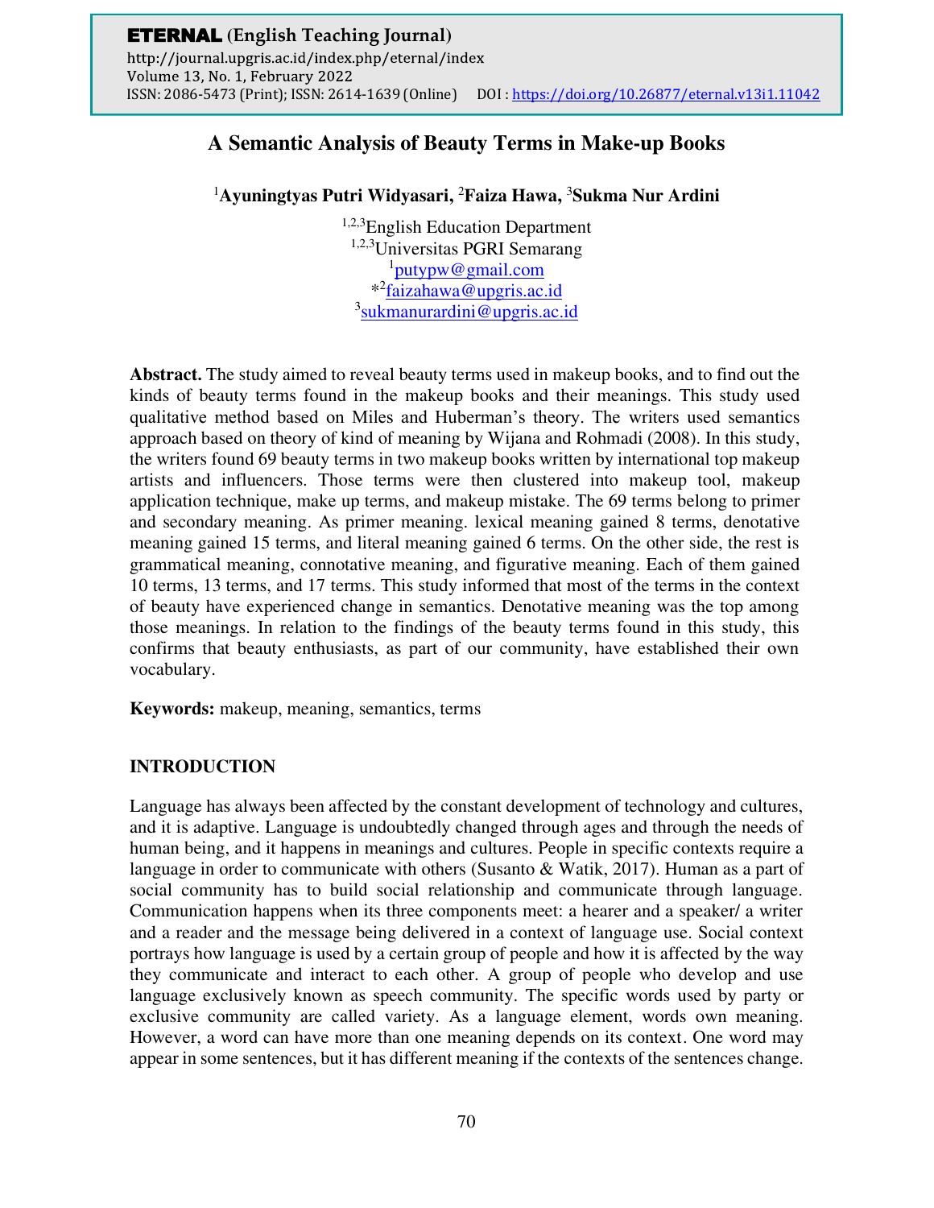# A Semantic Analysis of Beauty Terms in Make-up Books

**[1]Ayuningtyas Putri Widyasari, [2]Faiza Hawa, [3]Sukma Nur Ardini**

[1,2,3]English Education Department
[1,2,3]Universitas PGRI Semarang
[1]putypw@gmail.com
*[2]faizahawa@upgris.ac.id
[3]sukmanurardini@upgris.ac.id

**Abstract.** The study aimed to reveal beauty terms used in makeup books, and to find out the kinds of beauty terms found in the makeup books and their meanings. This study used qualitative method based on Miles and Huberman's theory. The writers used semantics approach based on theory of kind of meaning by Wijana and Rohmadi (2008). In this study, the writers found 69 beauty terms in two makeup books written by international top makeup artists and influencers. Those terms were then clustered into makeup tool, makeup application technique, make up terms, and makeup mistake. The 69 terms belong to primer and secondary meaning. As primer meaning. lexical meaning gained 8 terms, denotative meaning gained 15 terms, and literal meaning gained 6 terms. On the other side, the rest is grammatical meaning, connotative meaning, and figurative meaning. Each of them gained 10 terms, 13 terms, and 17 terms. This study informed that most of the terms in the context of beauty have experienced change in semantics. Denotative meaning was the top among those meanings. In relation to the findings of the beauty terms found in this study, this confirms that beauty enthusiasts, as part of our community, have established their own vocabulary.

**Keywords:** makeup, meaning, semantics, terms

## INTRODUCTION

Language has always been affected by the constant development of technology and cultures, and it is adaptive. Language is undoubtedly changed through ages and through the needs of human being, and it happens in meanings and cultures. People in specific contexts require a language in order to communicate with others (Susanto & Watik, 2017). Human as a part of social community has to build social relationship and communicate through language. Communication happens when its three components meet: a hearer and a speaker/ a writer and a reader and the message being delivered in a context of language use. Social context portrays how language is used by a certain group of people and how it is affected by the way they communicate and interact to each other. A group of people who develop and use language exclusively known as speech community. The specific words used by party or exclusive community are called variety. As a language element, words own meaning. However, a word can have more than one meaning depends on its context. One word may appear in some sentences, but it has different meaning if the contexts of the sentences change.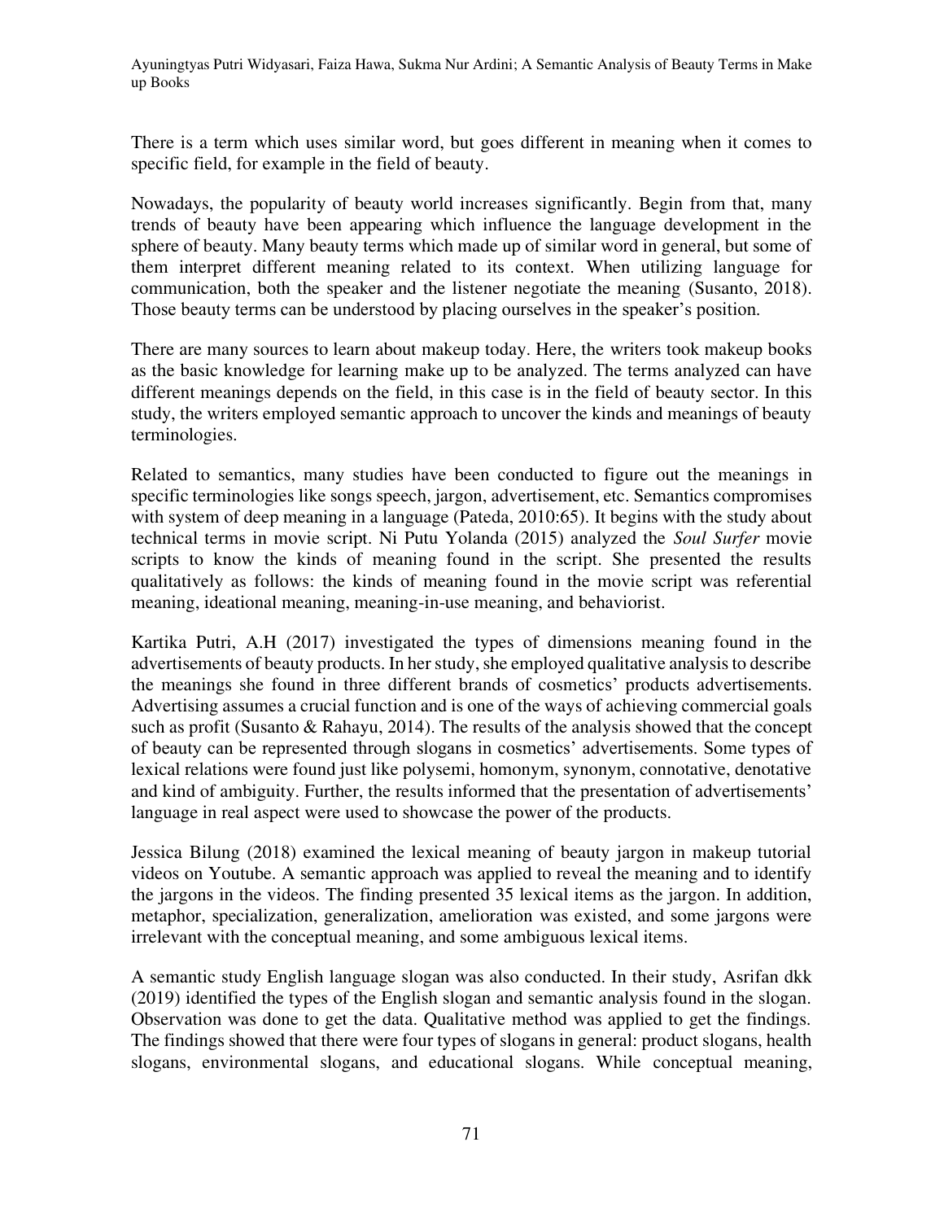There is a term which uses similar word, but goes different in meaning when it comes to specific field, for example in the field of beauty.

Nowadays, the popularity of beauty world increases significantly. Begin from that, many trends of beauty have been appearing which influence the language development in the sphere of beauty. Many beauty terms which made up of similar word in general, but some of them interpret different meaning related to its context. When utilizing language for communication, both the speaker and the listener negotiate the meaning (Susanto, 2018). Those beauty terms can be understood by placing ourselves in the speaker's position.

There are many sources to learn about makeup today. Here, the writers took makeup books as the basic knowledge for learning make up to be analyzed. The terms analyzed can have different meanings depends on the field, in this case is in the field of beauty sector. In this study, the writers employed semantic approach to uncover the kinds and meanings of beauty terminologies.

Related to semantics, many studies have been conducted to figure out the meanings in specific terminologies like songs speech, jargon, advertisement, etc. Semantics compromises with system of deep meaning in a language (Pateda, 2010:65). It begins with the study about technical terms in movie script. Ni Putu Yolanda (2015) analyzed the *Soul Surfer* movie scripts to know the kinds of meaning found in the script. She presented the results qualitatively as follows: the kinds of meaning found in the movie script was referential meaning, ideational meaning, meaning-in-use meaning, and behaviorist.

Kartika Putri, A.H (2017) investigated the types of dimensions meaning found in the advertisements of beauty products. In her study, she employed qualitative analysis to describe the meanings she found in three different brands of cosmetics' products advertisements. Advertising assumes a crucial function and is one of the ways of achieving commercial goals such as profit (Susanto & Rahayu, 2014). The results of the analysis showed that the concept of beauty can be represented through slogans in cosmetics' advertisements. Some types of lexical relations were found just like polysemi, homonym, synonym, connotative, denotative and kind of ambiguity. Further, the results informed that the presentation of advertisements' language in real aspect were used to showcase the power of the products.

Jessica Bilung (2018) examined the lexical meaning of beauty jargon in makeup tutorial videos on Youtube. A semantic approach was applied to reveal the meaning and to identify the jargons in the videos. The finding presented 35 lexical items as the jargon. In addition, metaphor, specialization, generalization, amelioration was existed, and some jargons were irrelevant with the conceptual meaning, and some ambiguous lexical items.

A semantic study English language slogan was also conducted. In their study, Asrifan dkk (2019) identified the types of the English slogan and semantic analysis found in the slogan. Observation was done to get the data. Qualitative method was applied to get the findings. The findings showed that there were four types of slogans in general: product slogans, health slogans, environmental slogans, and educational slogans. While conceptual meaning,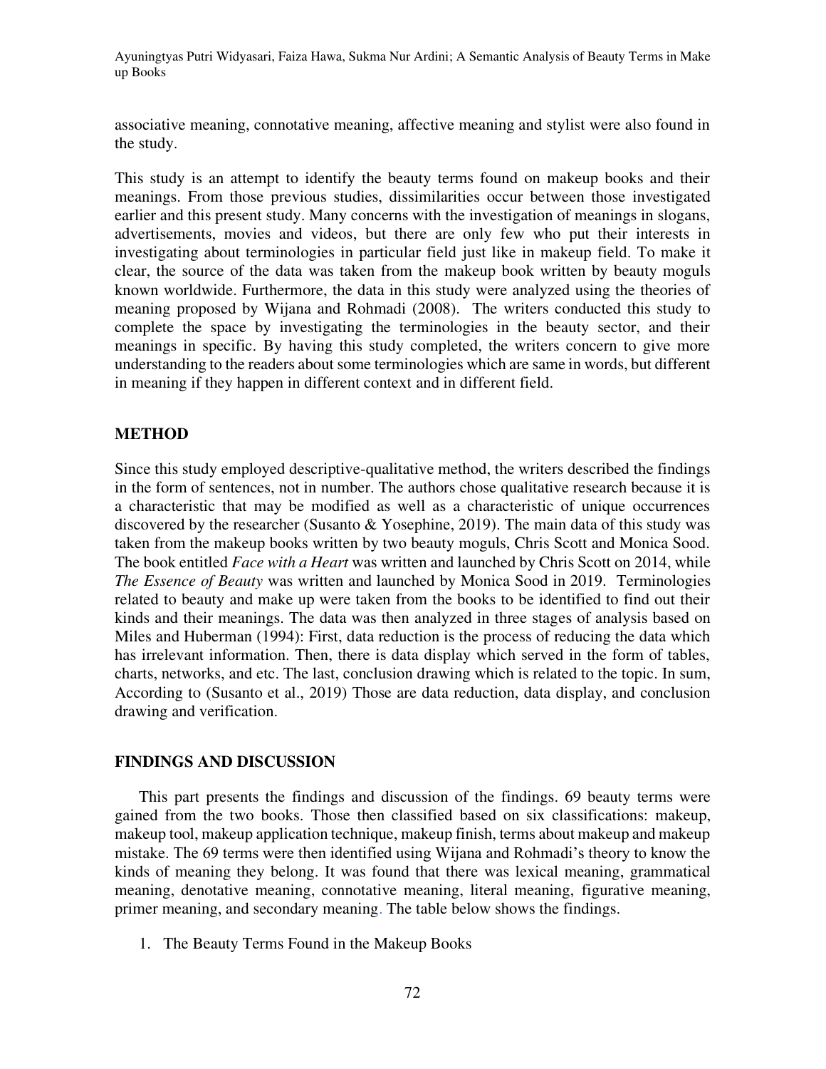associative meaning, connotative meaning, affective meaning and stylist were also found in the study.

This study is an attempt to identify the beauty terms found on makeup books and their meanings. From those previous studies, dissimilarities occur between those investigated earlier and this present study. Many concerns with the investigation of meanings in slogans, advertisements, movies and videos, but there are only few who put their interests in investigating about terminologies in particular field just like in makeup field. To make it clear, the source of the data was taken from the makeup book written by beauty moguls known worldwide. Furthermore, the data in this study were analyzed using the theories of meaning proposed by Wijana and Rohmadi (2008). The writers conducted this study to complete the space by investigating the terminologies in the beauty sector, and their meanings in specific. By having this study completed, the writers concern to give more understanding to the readers about some terminologies which are same in words, but different in meaning if they happen in different context and in different field.

## METHOD

Since this study employed descriptive-qualitative method, the writers described the findings in the form of sentences, not in number. The authors chose qualitative research because it is a characteristic that may be modified as well as a characteristic of unique occurrences discovered by the researcher (Susanto & Yosephine, 2019). The main data of this study was taken from the makeup books written by two beauty moguls, Chris Scott and Monica Sood. The book entitled *Face with a Heart* was written and launched by Chris Scott on 2014, while *The Essence of Beauty* was written and launched by Monica Sood in 2019. Terminologies related to beauty and make up were taken from the books to be identified to find out their kinds and their meanings. The data was then analyzed in three stages of analysis based on Miles and Huberman (1994): First, data reduction is the process of reducing the data which has irrelevant information. Then, there is data display which served in the form of tables, charts, networks, and etc. The last, conclusion drawing which is related to the topic. In sum, According to (Susanto et al., 2019) Those are data reduction, data display, and conclusion drawing and verification.

## FINDINGS AND DISCUSSION

This part presents the findings and discussion of the findings. 69 beauty terms were gained from the two books. Those then classified based on six classifications: makeup, makeup tool, makeup application technique, makeup finish, terms about makeup and makeup mistake. The 69 terms were then identified using Wijana and Rohmadi's theory to know the kinds of meaning they belong. It was found that there was lexical meaning, grammatical meaning, denotative meaning, connotative meaning, literal meaning, figurative meaning, primer meaning, and secondary meaning. The table below shows the findings.

1. The Beauty Terms Found in the Makeup Books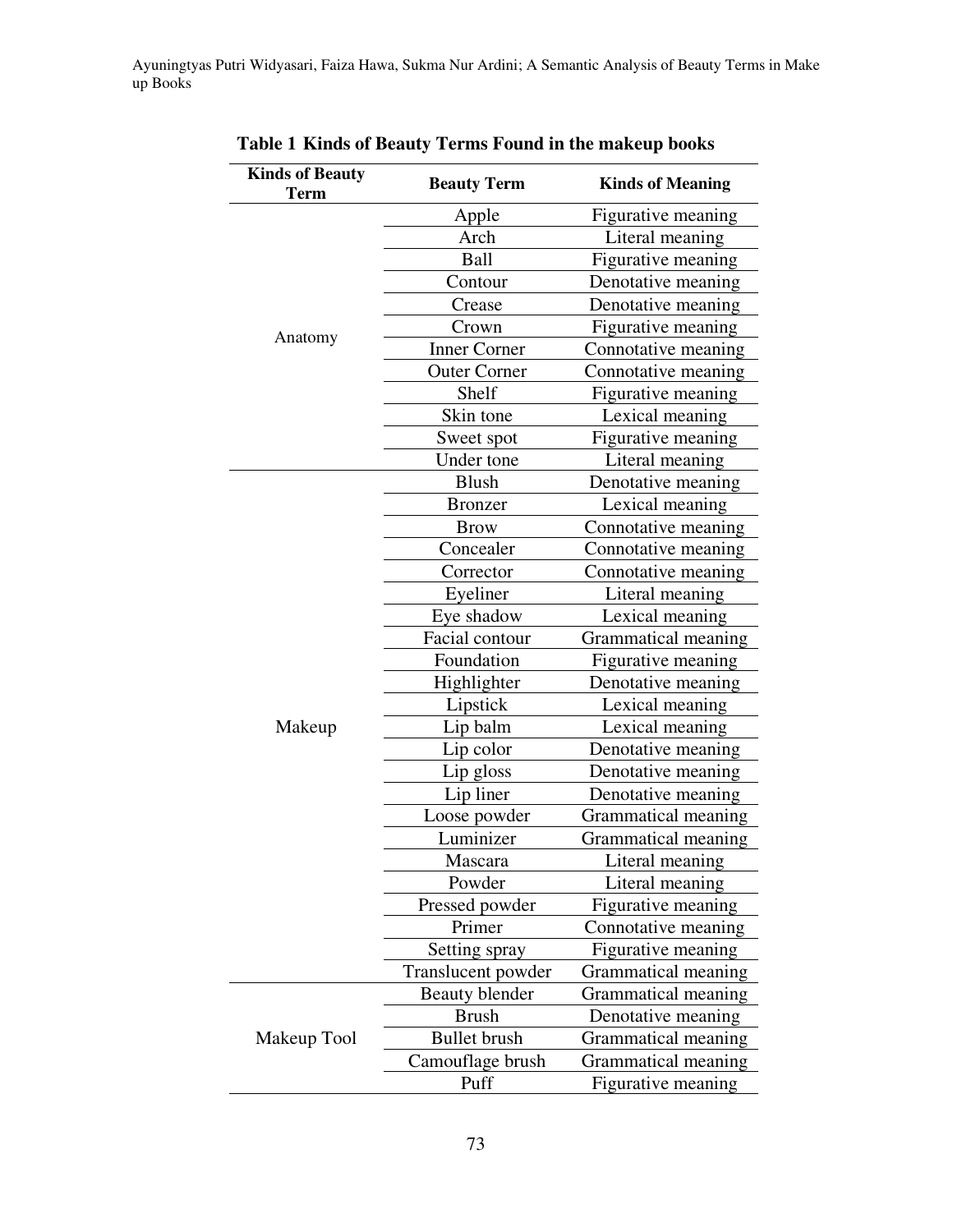**Table 1 Kinds of Beauty Terms Found in the makeup books**

| Kinds of Beauty Term | Beauty Term | Kinds of Meaning |
|---|---|---|
| Anatomy | Apple | Figurative meaning |
| | Arch | Literal meaning |
| | Ball | Figurative meaning |
| | Contour | Denotative meaning |
| | Crease | Denotative meaning |
| | Crown | Figurative meaning |
| | Inner Corner | Connotative meaning |
| | Outer Corner | Connotative meaning |
| | Shelf | Figurative meaning |
| | Skin tone | Lexical meaning |
| | Sweet spot | Figurative meaning |
| | Under tone | Literal meaning |
| Makeup | Blush | Denotative meaning |
| | Bronzer | Lexical meaning |
| | Brow | Connotative meaning |
| | Concealer | Connotative meaning |
| | Corrector | Connotative meaning |
| | Eyeliner | Literal meaning |
| | Eye shadow | Lexical meaning |
| | Facial contour | Grammatical meaning |
| | Foundation | Figurative meaning |
| | Highlighter | Denotative meaning |
| | Lipstick | Lexical meaning |
| | Lip balm | Lexical meaning |
| | Lip color | Denotative meaning |
| | Lip gloss | Denotative meaning |
| | Lip liner | Denotative meaning |
| | Loose powder | Grammatical meaning |
| | Luminizer | Grammatical meaning |
| | Mascara | Literal meaning |
| | Powder | Literal meaning |
| | Pressed powder | Figurative meaning |
| | Primer | Connotative meaning |
| | Setting spray | Figurative meaning |
| | Translucent powder | Grammatical meaning |
| Makeup Tool | Beauty blender | Grammatical meaning |
| | Brush | Denotative meaning |
| | Bullet brush | Grammatical meaning |
| | Camouflage brush | Grammatical meaning |
| | Puff | Figurative meaning |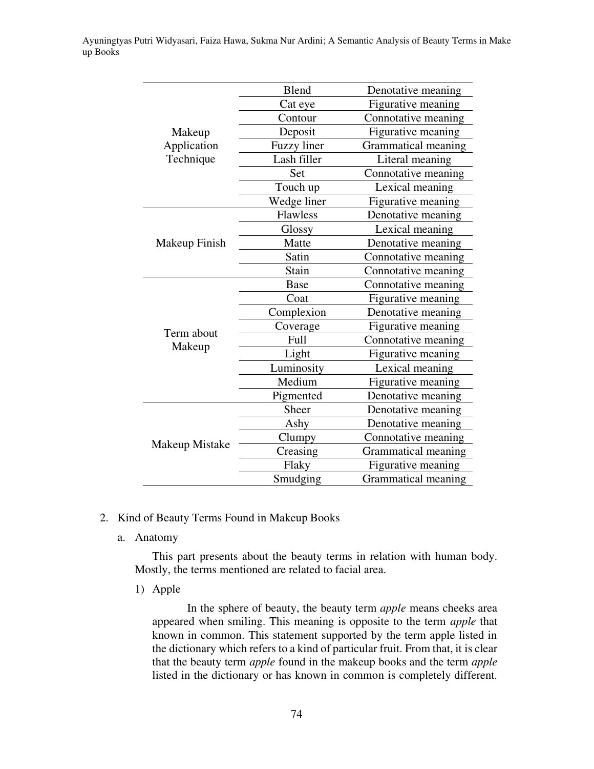| | | |
|---|---|---|
| Makeup Application Technique | Blend | Denotative meaning |
| | Cat eye | Figurative meaning |
| | Contour | Connotative meaning |
| | Deposit | Figurative meaning |
| | Fuzzy liner | Grammatical meaning |
| | Lash filler | Literal meaning |
| | Set | Connotative meaning |
| | Touch up | Lexical meaning |
| | Wedge liner | Figurative meaning |
| Makeup Finish | Flawless | Denotative meaning |
| | Glossy | Lexical meaning |
| | Matte | Denotative meaning |
| | Satin | Connotative meaning |
| | Stain | Connotative meaning |
| Term about Makeup | Base | Connotative meaning |
| | Coat | Figurative meaning |
| | Complexion | Denotative meaning |
| | Coverage | Figurative meaning |
| | Full | Connotative meaning |
| | Light | Figurative meaning |
| | Luminosity | Lexical meaning |
| | Medium | Figurative meaning |
| | Pigmented | Denotative meaning |
| Makeup Mistake | Sheer | Denotative meaning |
| | Ashy | Denotative meaning |
| | Clumpy | Connotative meaning |
| | Creasing | Grammatical meaning |
| | Flaky | Figurative meaning |
| | Smudging | Grammatical meaning |

2. Kind of Beauty Terms Found in Makeup Books

   a. Anatomy

   This part presents about the beauty terms in relation with human body. Mostly, the terms mentioned are related to facial area.

   1) Apple

   In the sphere of beauty, the beauty term *apple* means cheeks area appeared when smiling. This meaning is opposite to the term *apple* that known in common. This statement supported by the term apple listed in the dictionary which refers to a kind of particular fruit. From that, it is clear that the beauty term *apple* found in the makeup books and the term *apple* listed in the dictionary or has known in common is completely different.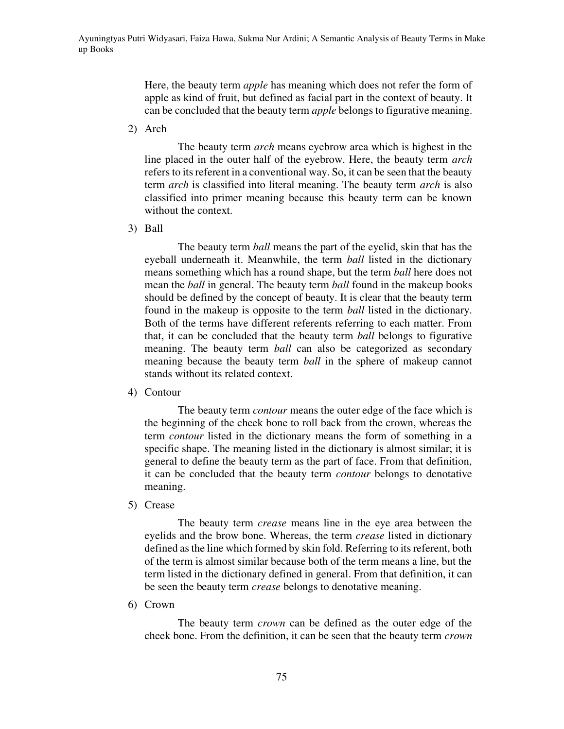Here, the beauty term *apple* has meaning which does not refer the form of apple as kind of fruit, but defined as facial part in the context of beauty. It can be concluded that the beauty term *apple* belongs to figurative meaning.

2) Arch

The beauty term *arch* means eyebrow area which is highest in the line placed in the outer half of the eyebrow. Here, the beauty term *arch* refers to its referent in a conventional way. So, it can be seen that the beauty term *arch* is classified into literal meaning. The beauty term *arch* is also classified into primer meaning because this beauty term can be known without the context.

3) Ball

The beauty term *ball* means the part of the eyelid, skin that has the eyeball underneath it. Meanwhile, the term *ball* listed in the dictionary means something which has a round shape, but the term *ball* here does not mean the *ball* in general. The beauty term *ball* found in the makeup books should be defined by the concept of beauty. It is clear that the beauty term found in the makeup is opposite to the term *ball* listed in the dictionary. Both of the terms have different referents referring to each matter. From that, it can be concluded that the beauty term *ball* belongs to figurative meaning. The beauty term *ball* can also be categorized as secondary meaning because the beauty term *ball* in the sphere of makeup cannot stands without its related context.

4) Contour

The beauty term *contour* means the outer edge of the face which is the beginning of the cheek bone to roll back from the crown, whereas the term *contour* listed in the dictionary means the form of something in a specific shape. The meaning listed in the dictionary is almost similar; it is general to define the beauty term as the part of face. From that definition, it can be concluded that the beauty term *contour* belongs to denotative meaning.

5) Crease

The beauty term *crease* means line in the eye area between the eyelids and the brow bone. Whereas, the term *crease* listed in dictionary defined as the line which formed by skin fold. Referring to its referent, both of the term is almost similar because both of the term means a line, but the term listed in the dictionary defined in general. From that definition, it can be seen the beauty term *crease* belongs to denotative meaning.

6) Crown

The beauty term *crown* can be defined as the outer edge of the cheek bone. From the definition, it can be seen that the beauty term *crown*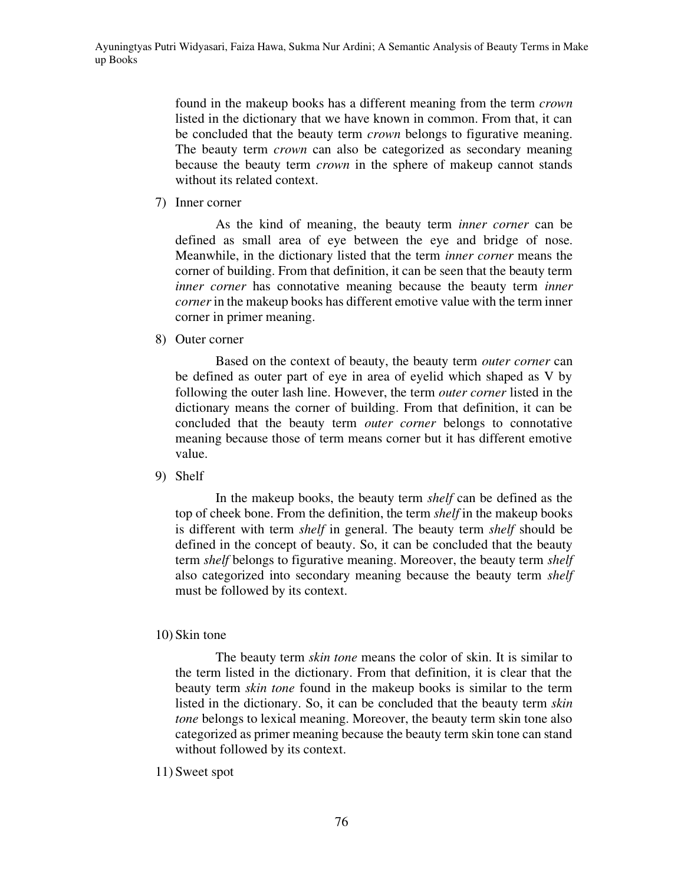found in the makeup books has a different meaning from the term *crown* listed in the dictionary that we have known in common. From that, it can be concluded that the beauty term *crown* belongs to figurative meaning. The beauty term *crown* can also be categorized as secondary meaning because the beauty term *crown* in the sphere of makeup cannot stands without its related context.

7) Inner corner

   As the kind of meaning, the beauty term *inner corner* can be defined as small area of eye between the eye and bridge of nose. Meanwhile, in the dictionary listed that the term *inner corner* means the corner of building. From that definition, it can be seen that the beauty term *inner corner* has connotative meaning because the beauty term *inner corner* in the makeup books has different emotive value with the term inner corner in primer meaning.

8) Outer corner

   Based on the context of beauty, the beauty term *outer corner* can be defined as outer part of eye in area of eyelid which shaped as V by following the outer lash line. However, the term *outer corner* listed in the dictionary means the corner of building. From that definition, it can be concluded that the beauty term *outer corner* belongs to connotative meaning because those of term means corner but it has different emotive value.

9) Shelf

   In the makeup books, the beauty term *shelf* can be defined as the top of cheek bone. From the definition, the term *shelf* in the makeup books is different with term *shelf* in general. The beauty term *shelf* should be defined in the concept of beauty. So, it can be concluded that the beauty term *shelf* belongs to figurative meaning. Moreover, the beauty term *shelf* also categorized into secondary meaning because the beauty term *shelf* must be followed by its context.

10) Skin tone

   The beauty term *skin tone* means the color of skin. It is similar to the term listed in the dictionary. From that definition, it is clear that the beauty term *skin tone* found in the makeup books is similar to the term listed in the dictionary. So, it can be concluded that the beauty term *skin tone* belongs to lexical meaning. Moreover, the beauty term skin tone also categorized as primer meaning because the beauty term skin tone can stand without followed by its context.

11) Sweet spot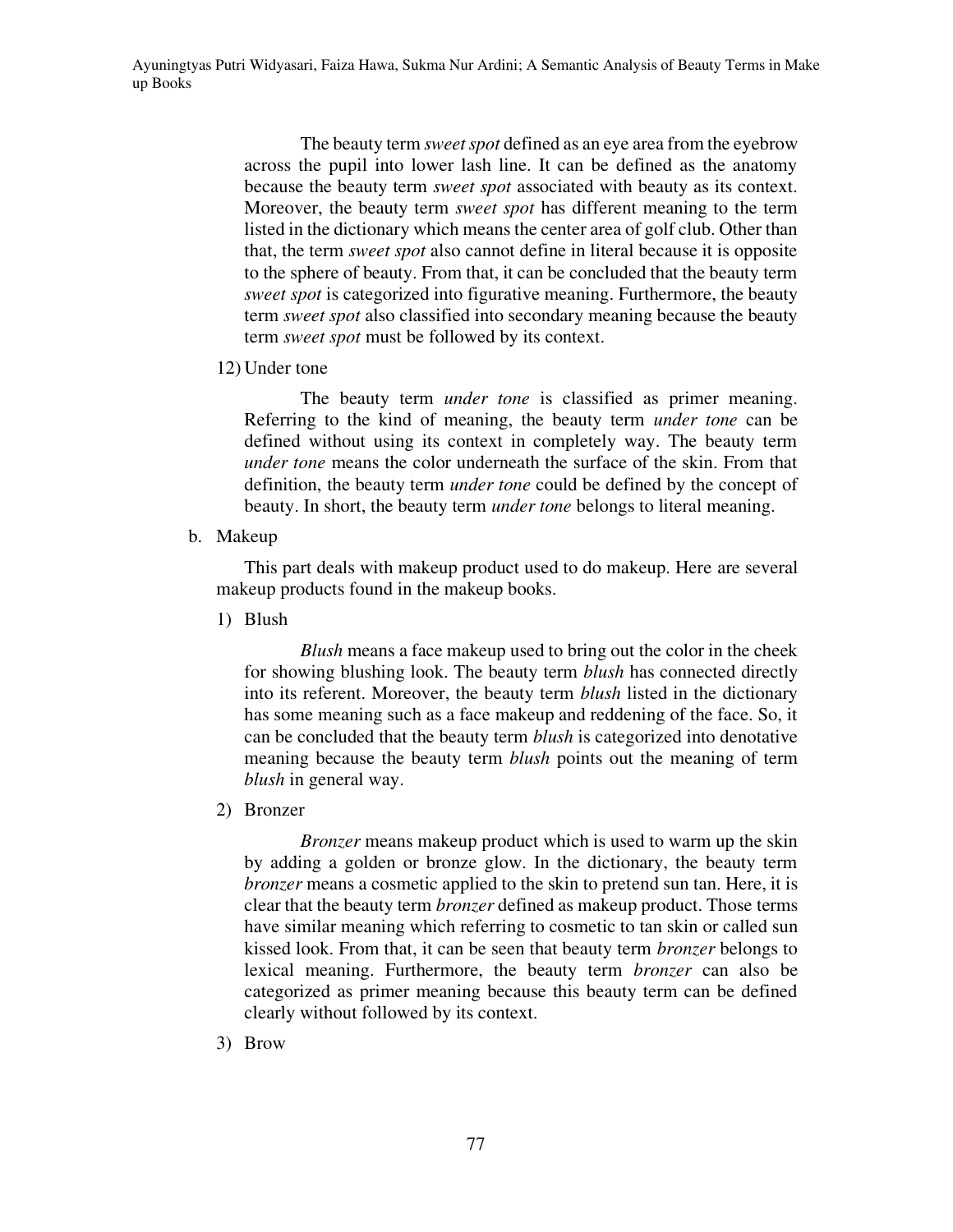The beauty term *sweet spot* defined as an eye area from the eyebrow across the pupil into lower lash line. It can be defined as the anatomy because the beauty term *sweet spot* associated with beauty as its context. Moreover, the beauty term *sweet spot* has different meaning to the term listed in the dictionary which means the center area of golf club. Other than that, the term *sweet spot* also cannot define in literal because it is opposite to the sphere of beauty. From that, it can be concluded that the beauty term *sweet spot* is categorized into figurative meaning. Furthermore, the beauty term *sweet spot* also classified into secondary meaning because the beauty term *sweet spot* must be followed by its context.

12) Under tone

The beauty term *under tone* is classified as primer meaning. Referring to the kind of meaning, the beauty term *under tone* can be defined without using its context in completely way. The beauty term *under tone* means the color underneath the surface of the skin. From that definition, the beauty term *under tone* could be defined by the concept of beauty. In short, the beauty term *under tone* belongs to literal meaning.

b. Makeup

This part deals with makeup product used to do makeup. Here are several makeup products found in the makeup books.

1) Blush

*Blush* means a face makeup used to bring out the color in the cheek for showing blushing look. The beauty term *blush* has connected directly into its referent. Moreover, the beauty term *blush* listed in the dictionary has some meaning such as a face makeup and reddening of the face. So, it can be concluded that the beauty term *blush* is categorized into denotative meaning because the beauty term *blush* points out the meaning of term *blush* in general way.

2) Bronzer

*Bronzer* means makeup product which is used to warm up the skin by adding a golden or bronze glow. In the dictionary, the beauty term *bronzer* means a cosmetic applied to the skin to pretend sun tan. Here, it is clear that the beauty term *bronzer* defined as makeup product. Those terms have similar meaning which referring to cosmetic to tan skin or called sun kissed look. From that, it can be seen that beauty term *bronzer* belongs to lexical meaning. Furthermore, the beauty term *bronzer* can also be categorized as primer meaning because this beauty term can be defined clearly without followed by its context.

3) Brow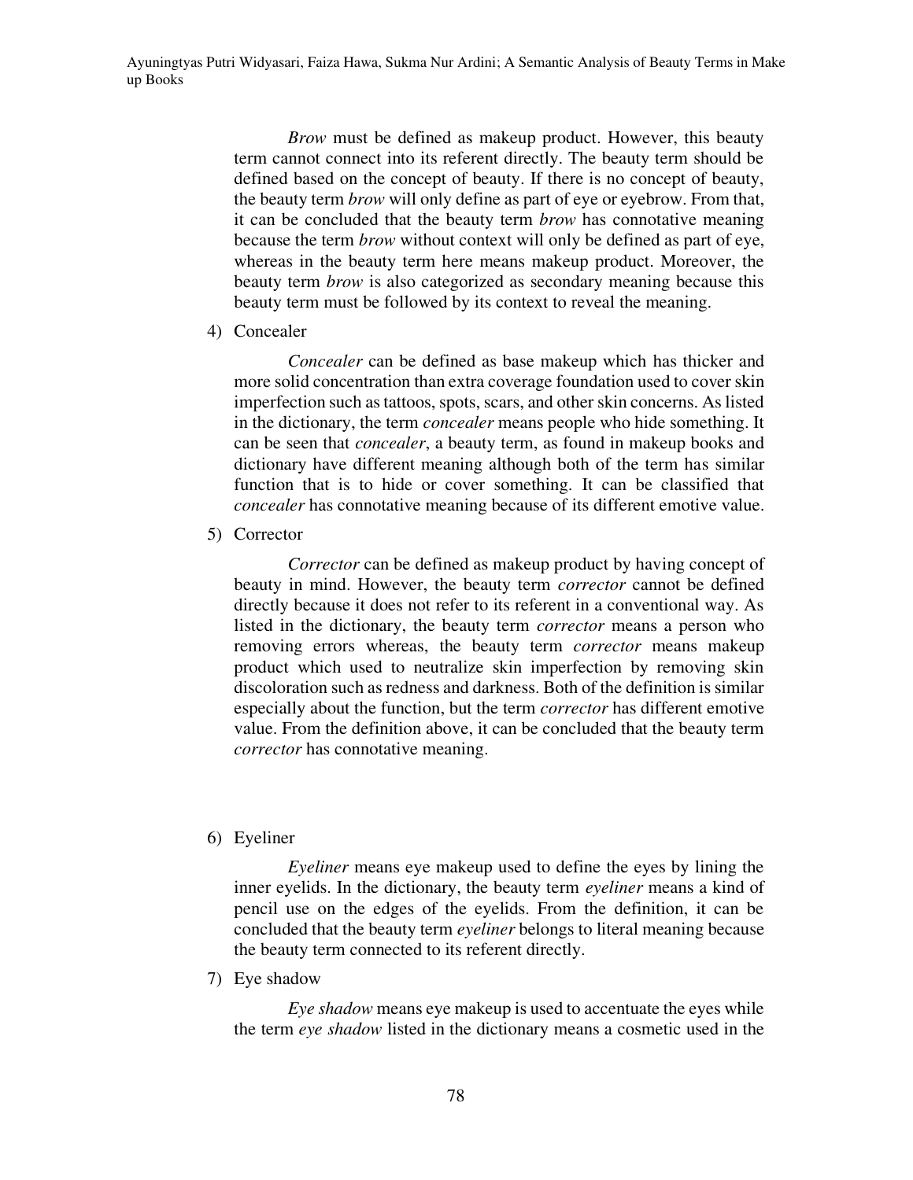*Brow* must be defined as makeup product. However, this beauty term cannot connect into its referent directly. The beauty term should be defined based on the concept of beauty. If there is no concept of beauty, the beauty term *brow* will only define as part of eye or eyebrow. From that, it can be concluded that the beauty term *brow* has connotative meaning because the term *brow* without context will only be defined as part of eye, whereas in the beauty term here means makeup product. Moreover, the beauty term *brow* is also categorized as secondary meaning because this beauty term must be followed by its context to reveal the meaning.

4) Concealer

*Concealer* can be defined as base makeup which has thicker and more solid concentration than extra coverage foundation used to cover skin imperfection such as tattoos, spots, scars, and other skin concerns. As listed in the dictionary, the term *concealer* means people who hide something. It can be seen that *concealer*, a beauty term, as found in makeup books and dictionary have different meaning although both of the term has similar function that is to hide or cover something. It can be classified that *concealer* has connotative meaning because of its different emotive value.

5) Corrector

*Corrector* can be defined as makeup product by having concept of beauty in mind. However, the beauty term *corrector* cannot be defined directly because it does not refer to its referent in a conventional way. As listed in the dictionary, the beauty term *corrector* means a person who removing errors whereas, the beauty term *corrector* means makeup product which used to neutralize skin imperfection by removing skin discoloration such as redness and darkness. Both of the definition is similar especially about the function, but the term *corrector* has different emotive value. From the definition above, it can be concluded that the beauty term *corrector* has connotative meaning.

6) Eyeliner

*Eyeliner* means eye makeup used to define the eyes by lining the inner eyelids. In the dictionary, the beauty term *eyeliner* means a kind of pencil use on the edges of the eyelids. From the definition, it can be concluded that the beauty term *eyeliner* belongs to literal meaning because the beauty term connected to its referent directly.

7) Eye shadow

*Eye shadow* means eye makeup is used to accentuate the eyes while the term *eye shadow* listed in the dictionary means a cosmetic used in the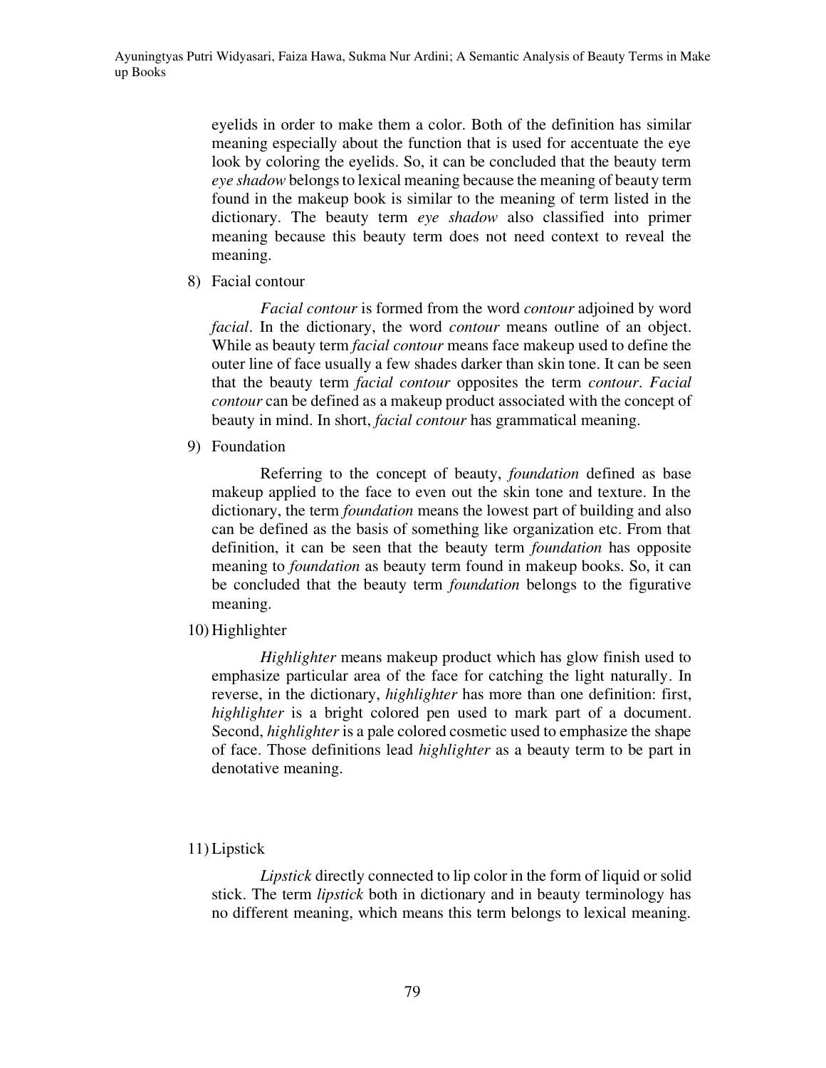eyelids in order to make them a color. Both of the definition has similar meaning especially about the function that is used for accentuate the eye look by coloring the eyelids. So, it can be concluded that the beauty term *eye shadow* belongs to lexical meaning because the meaning of beauty term found in the makeup book is similar to the meaning of term listed in the dictionary. The beauty term *eye shadow* also classified into primer meaning because this beauty term does not need context to reveal the meaning.

8) Facial contour

*Facial contour* is formed from the word *contour* adjoined by word *facial*. In the dictionary, the word *contour* means outline of an object. While as beauty term *facial contour* means face makeup used to define the outer line of face usually a few shades darker than skin tone. It can be seen that the beauty term *facial contour* opposites the term *contour*. *Facial contour* can be defined as a makeup product associated with the concept of beauty in mind. In short, *facial contour* has grammatical meaning.

9) Foundation

Referring to the concept of beauty, *foundation* defined as base makeup applied to the face to even out the skin tone and texture. In the dictionary, the term *foundation* means the lowest part of building and also can be defined as the basis of something like organization etc. From that definition, it can be seen that the beauty term *foundation* has opposite meaning to *foundation* as beauty term found in makeup books. So, it can be concluded that the beauty term *foundation* belongs to the figurative meaning.

10) Highlighter

*Highlighter* means makeup product which has glow finish used to emphasize particular area of the face for catching the light naturally. In reverse, in the dictionary, *highlighter* has more than one definition: first, *highlighter* is a bright colored pen used to mark part of a document. Second, *highlighter* is a pale colored cosmetic used to emphasize the shape of face. Those definitions lead *highlighter* as a beauty term to be part in denotative meaning.

11) Lipstick

*Lipstick* directly connected to lip color in the form of liquid or solid stick. The term *lipstick* both in dictionary and in beauty terminology has no different meaning, which means this term belongs to lexical meaning.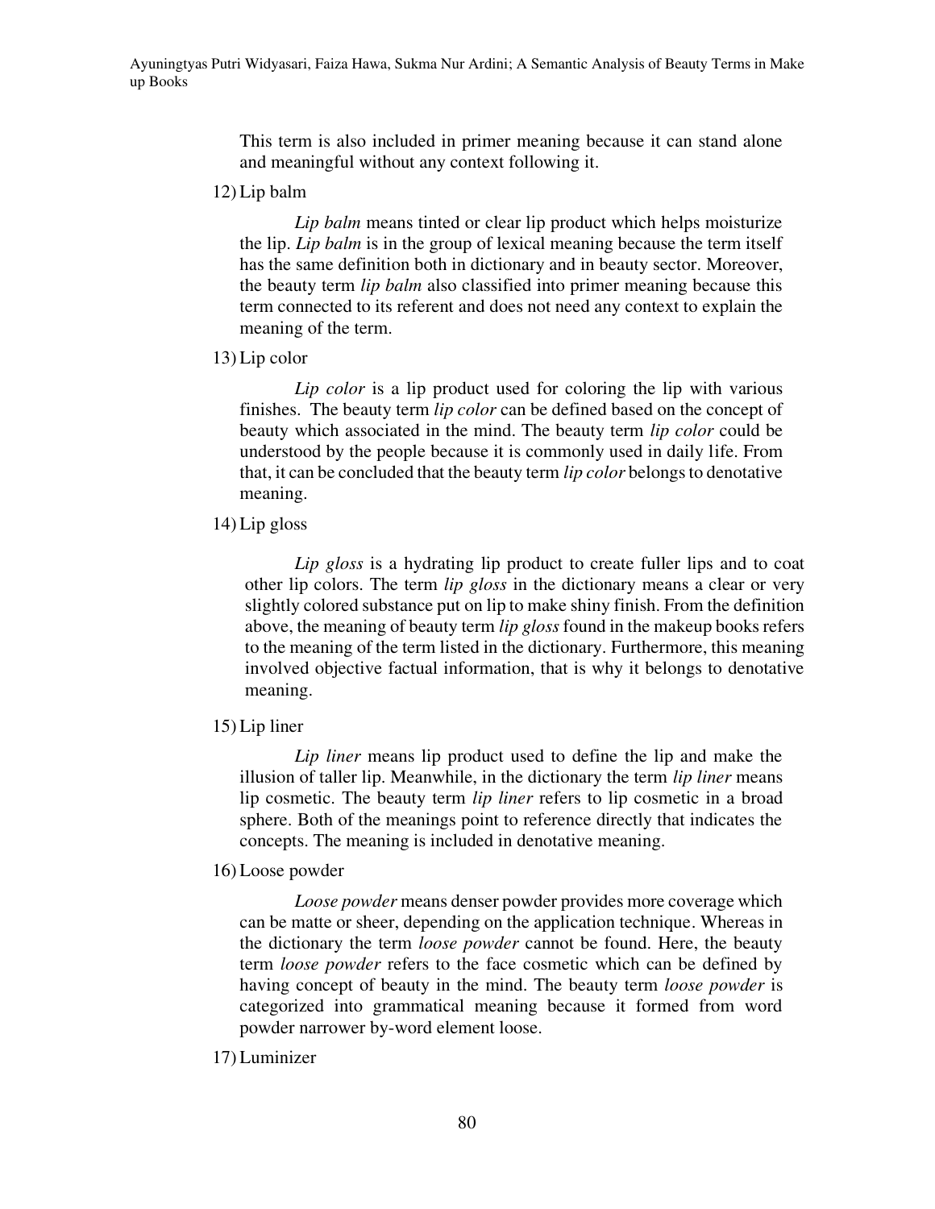This term is also included in primer meaning because it can stand alone and meaningful without any context following it.

12) Lip balm

*Lip balm* means tinted or clear lip product which helps moisturize the lip. *Lip balm* is in the group of lexical meaning because the term itself has the same definition both in dictionary and in beauty sector. Moreover, the beauty term *lip balm* also classified into primer meaning because this term connected to its referent and does not need any context to explain the meaning of the term.

13) Lip color

*Lip color* is a lip product used for coloring the lip with various finishes. The beauty term *lip color* can be defined based on the concept of beauty which associated in the mind. The beauty term *lip color* could be understood by the people because it is commonly used in daily life. From that, it can be concluded that the beauty term *lip color* belongs to denotative meaning.

14) Lip gloss

*Lip gloss* is a hydrating lip product to create fuller lips and to coat other lip colors. The term *lip gloss* in the dictionary means a clear or very slightly colored substance put on lip to make shiny finish. From the definition above, the meaning of beauty term *lip gloss* found in the makeup books refers to the meaning of the term listed in the dictionary. Furthermore, this meaning involved objective factual information, that is why it belongs to denotative meaning.

15) Lip liner

*Lip liner* means lip product used to define the lip and make the illusion of taller lip. Meanwhile, in the dictionary the term *lip liner* means lip cosmetic. The beauty term *lip liner* refers to lip cosmetic in a broad sphere. Both of the meanings point to reference directly that indicates the concepts. The meaning is included in denotative meaning.

16) Loose powder

*Loose powder* means denser powder provides more coverage which can be matte or sheer, depending on the application technique. Whereas in the dictionary the term *loose powder* cannot be found. Here, the beauty term *loose powder* refers to the face cosmetic which can be defined by having concept of beauty in the mind. The beauty term *loose powder* is categorized into grammatical meaning because it formed from word powder narrower by-word element loose.

17) Luminizer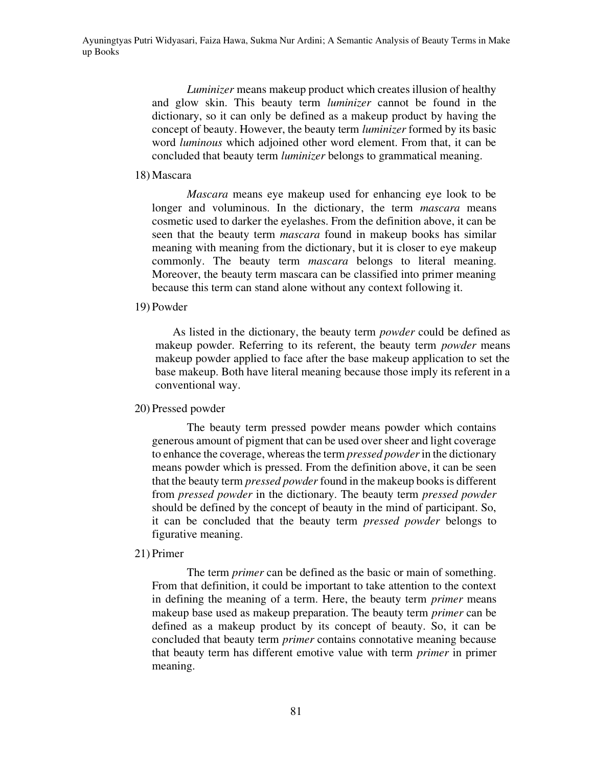*Luminizer* means makeup product which creates illusion of healthy and glow skin. This beauty term *luminizer* cannot be found in the dictionary, so it can only be defined as a makeup product by having the concept of beauty. However, the beauty term *luminizer* formed by its basic word *luminous* which adjoined other word element. From that, it can be concluded that beauty term *luminizer* belongs to grammatical meaning.

18) Mascara

*Mascara* means eye makeup used for enhancing eye look to be longer and voluminous. In the dictionary, the term *mascara* means cosmetic used to darker the eyelashes. From the definition above, it can be seen that the beauty term *mascara* found in makeup books has similar meaning with meaning from the dictionary, but it is closer to eye makeup commonly. The beauty term *mascara* belongs to literal meaning. Moreover, the beauty term mascara can be classified into primer meaning because this term can stand alone without any context following it.

19) Powder

As listed in the dictionary, the beauty term *powder* could be defined as makeup powder. Referring to its referent, the beauty term *powder* means makeup powder applied to face after the base makeup application to set the base makeup. Both have literal meaning because those imply its referent in a conventional way.

20) Pressed powder

The beauty term pressed powder means powder which contains generous amount of pigment that can be used over sheer and light coverage to enhance the coverage, whereas the term *pressed powder* in the dictionary means powder which is pressed. From the definition above, it can be seen that the beauty term *pressed powder* found in the makeup books is different from *pressed powder* in the dictionary. The beauty term *pressed powder* should be defined by the concept of beauty in the mind of participant. So, it can be concluded that the beauty term *pressed powder* belongs to figurative meaning.

21) Primer

The term *primer* can be defined as the basic or main of something. From that definition, it could be important to take attention to the context in defining the meaning of a term. Here, the beauty term *primer* means makeup base used as makeup preparation. The beauty term *primer* can be defined as a makeup product by its concept of beauty. So, it can be concluded that beauty term *primer* contains connotative meaning because that beauty term has different emotive value with term *primer* in primer meaning.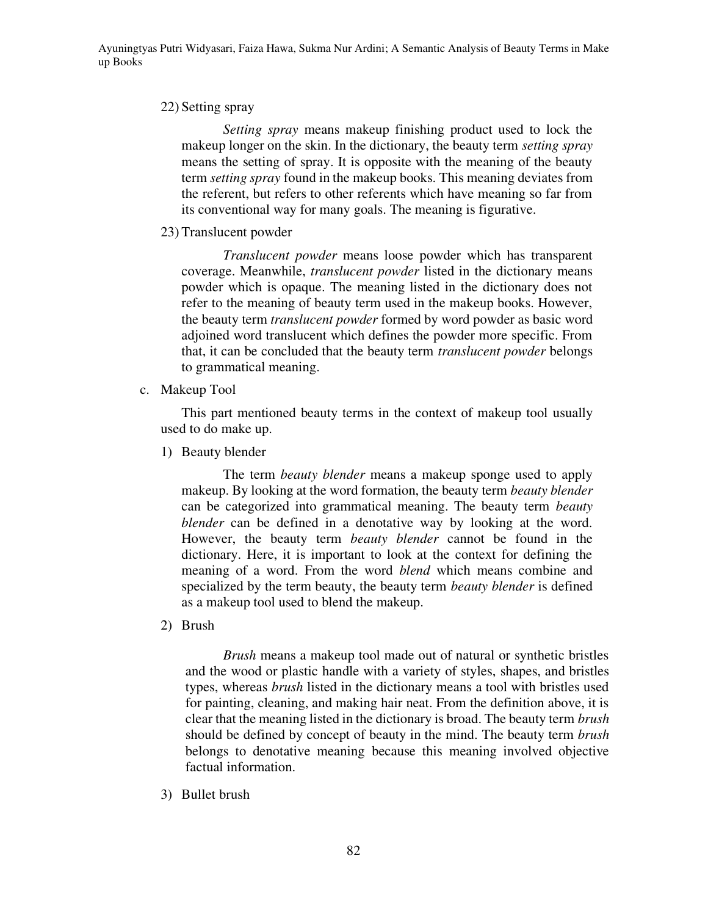22) Setting spray

*Setting spray* means makeup finishing product used to lock the makeup longer on the skin. In the dictionary, the beauty term *setting spray* means the setting of spray. It is opposite with the meaning of the beauty term *setting spray* found in the makeup books. This meaning deviates from the referent, but refers to other referents which have meaning so far from its conventional way for many goals. The meaning is figurative.

23) Translucent powder

*Translucent powder* means loose powder which has transparent coverage. Meanwhile, *translucent powder* listed in the dictionary means powder which is opaque. The meaning listed in the dictionary does not refer to the meaning of beauty term used in the makeup books. However, the beauty term *translucent powder* formed by word powder as basic word adjoined word translucent which defines the powder more specific. From that, it can be concluded that the beauty term *translucent powder* belongs to grammatical meaning.

c. Makeup Tool

This part mentioned beauty terms in the context of makeup tool usually used to do make up.

1) Beauty blender

The term *beauty blender* means a makeup sponge used to apply makeup. By looking at the word formation, the beauty term *beauty blender* can be categorized into grammatical meaning. The beauty term *beauty blender* can be defined in a denotative way by looking at the word. However, the beauty term *beauty blender* cannot be found in the dictionary. Here, it is important to look at the context for defining the meaning of a word. From the word *blend* which means combine and specialized by the term beauty, the beauty term *beauty blender* is defined as a makeup tool used to blend the makeup.

2) Brush

*Brush* means a makeup tool made out of natural or synthetic bristles and the wood or plastic handle with a variety of styles, shapes, and bristles types, whereas *brush* listed in the dictionary means a tool with bristles used for painting, cleaning, and making hair neat. From the definition above, it is clear that the meaning listed in the dictionary is broad. The beauty term *brush* should be defined by concept of beauty in the mind. The beauty term *brush* belongs to denotative meaning because this meaning involved objective factual information.

3) Bullet brush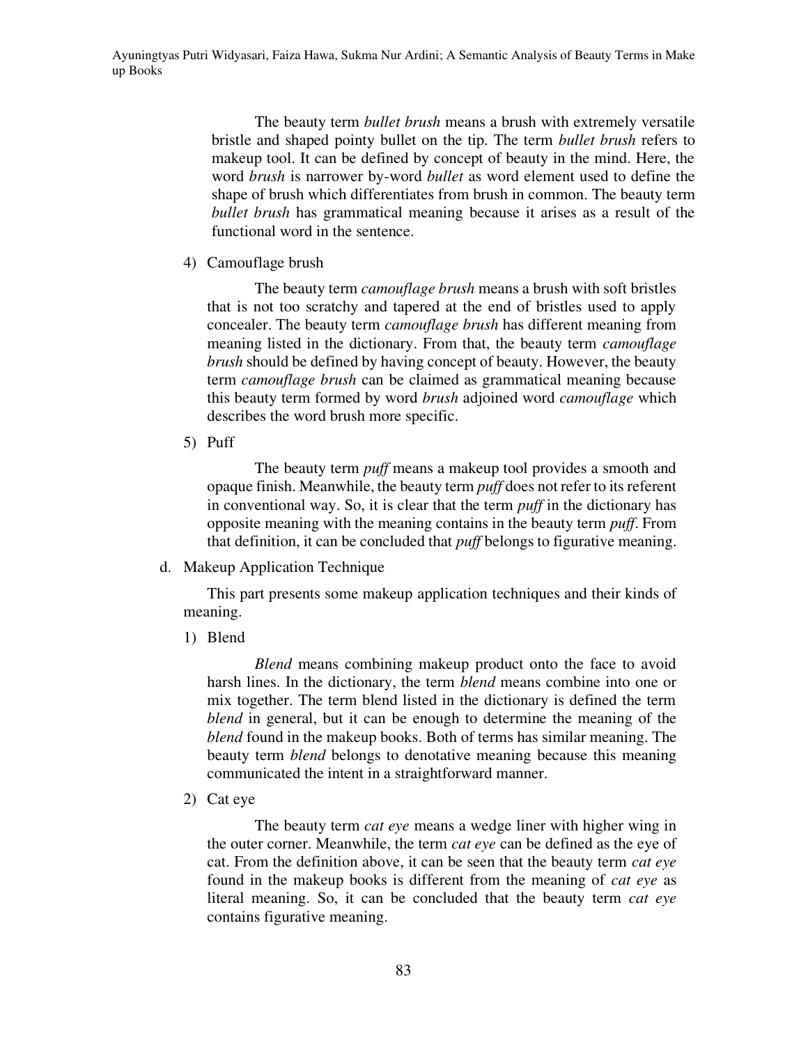The beauty term *bullet brush* means a brush with extremely versatile bristle and shaped pointy bullet on the tip. The term *bullet brush* refers to makeup tool. It can be defined by concept of beauty in the mind. Here, the word *brush* is narrower by-word *bullet* as word element used to define the shape of brush which differentiates from brush in common. The beauty term *bullet brush* has grammatical meaning because it arises as a result of the functional word in the sentence.

4) Camouflage brush

The beauty term *camouflage brush* means a brush with soft bristles that is not too scratchy and tapered at the end of bristles used to apply concealer. The beauty term *camouflage brush* has different meaning from meaning listed in the dictionary. From that, the beauty term *camouflage brush* should be defined by having concept of beauty. However, the beauty term *camouflage brush* can be claimed as grammatical meaning because this beauty term formed by word *brush* adjoined word *camouflage* which describes the word brush more specific.

5) Puff

The beauty term *puff* means a makeup tool provides a smooth and opaque finish. Meanwhile, the beauty term *puff* does not refer to its referent in conventional way. So, it is clear that the term *puff* in the dictionary has opposite meaning with the meaning contains in the beauty term *puff*. From that definition, it can be concluded that *puff* belongs to figurative meaning.

d. Makeup Application Technique

This part presents some makeup application techniques and their kinds of meaning.

1) Blend

*Blend* means combining makeup product onto the face to avoid harsh lines. In the dictionary, the term *blend* means combine into one or mix together. The term blend listed in the dictionary is defined the term *blend* in general, but it can be enough to determine the meaning of the *blend* found in the makeup books. Both of terms has similar meaning. The beauty term *blend* belongs to denotative meaning because this meaning communicated the intent in a straightforward manner.

2) Cat eye

The beauty term *cat eye* means a wedge liner with higher wing in the outer corner. Meanwhile, the term *cat eye* can be defined as the eye of cat. From the definition above, it can be seen that the beauty term *cat eye* found in the makeup books is different from the meaning of *cat eye* as literal meaning. So, it can be concluded that the beauty term *cat eye* contains figurative meaning.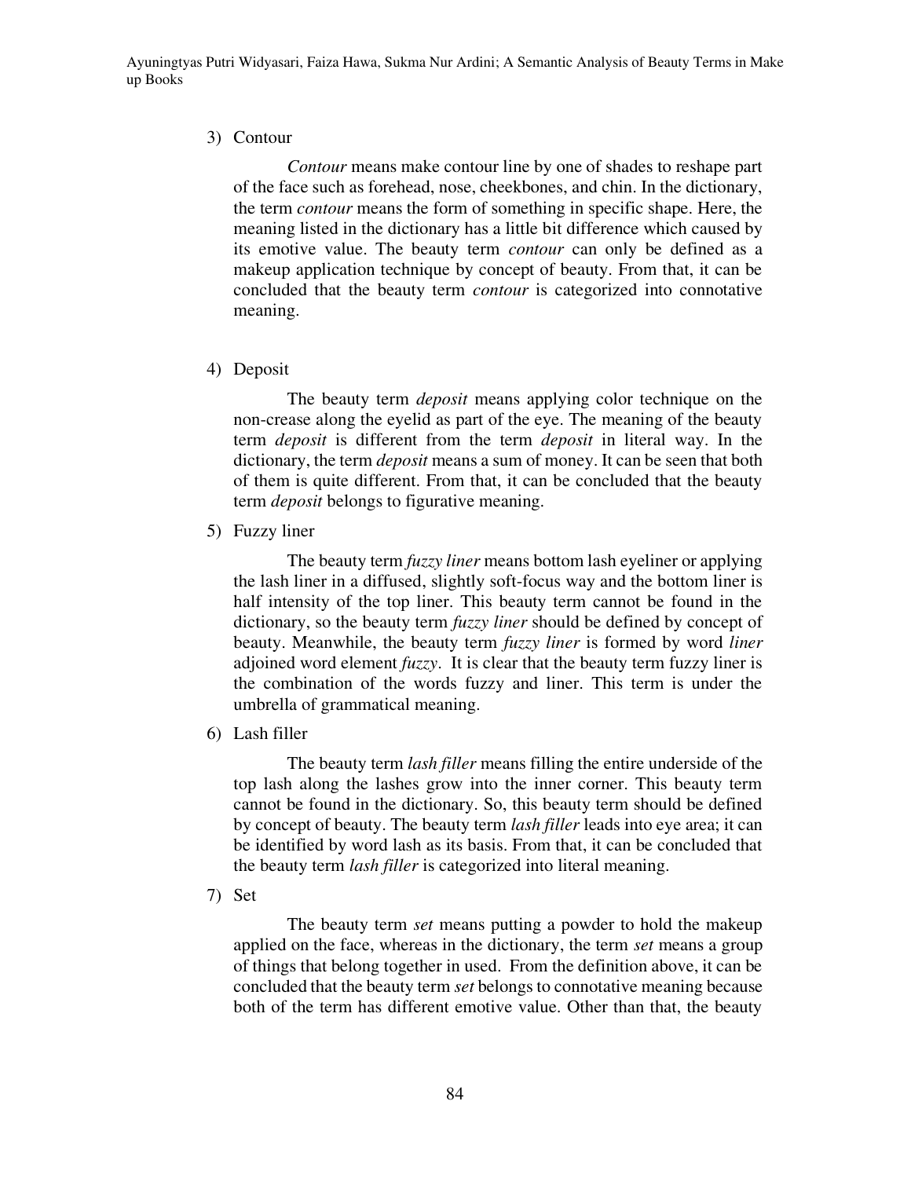3) Contour

*Contour* means make contour line by one of shades to reshape part of the face such as forehead, nose, cheekbones, and chin. In the dictionary, the term *contour* means the form of something in specific shape. Here, the meaning listed in the dictionary has a little bit difference which caused by its emotive value. The beauty term *contour* can only be defined as a makeup application technique by concept of beauty. From that, it can be concluded that the beauty term *contour* is categorized into connotative meaning.

4) Deposit

The beauty term *deposit* means applying color technique on the non-crease along the eyelid as part of the eye. The meaning of the beauty term *deposit* is different from the term *deposit* in literal way. In the dictionary, the term *deposit* means a sum of money. It can be seen that both of them is quite different. From that, it can be concluded that the beauty term *deposit* belongs to figurative meaning.

5) Fuzzy liner

The beauty term *fuzzy liner* means bottom lash eyeliner or applying the lash liner in a diffused, slightly soft-focus way and the bottom liner is half intensity of the top liner. This beauty term cannot be found in the dictionary, so the beauty term *fuzzy liner* should be defined by concept of beauty. Meanwhile, the beauty term *fuzzy liner* is formed by word *liner* adjoined word element *fuzzy*. It is clear that the beauty term fuzzy liner is the combination of the words fuzzy and liner. This term is under the umbrella of grammatical meaning.

6) Lash filler

The beauty term *lash filler* means filling the entire underside of the top lash along the lashes grow into the inner corner. This beauty term cannot be found in the dictionary. So, this beauty term should be defined by concept of beauty. The beauty term *lash filler* leads into eye area; it can be identified by word lash as its basis. From that, it can be concluded that the beauty term *lash filler* is categorized into literal meaning.

7) Set

The beauty term *set* means putting a powder to hold the makeup applied on the face, whereas in the dictionary, the term *set* means a group of things that belong together in used. From the definition above, it can be concluded that the beauty term *set* belongs to connotative meaning because both of the term has different emotive value. Other than that, the beauty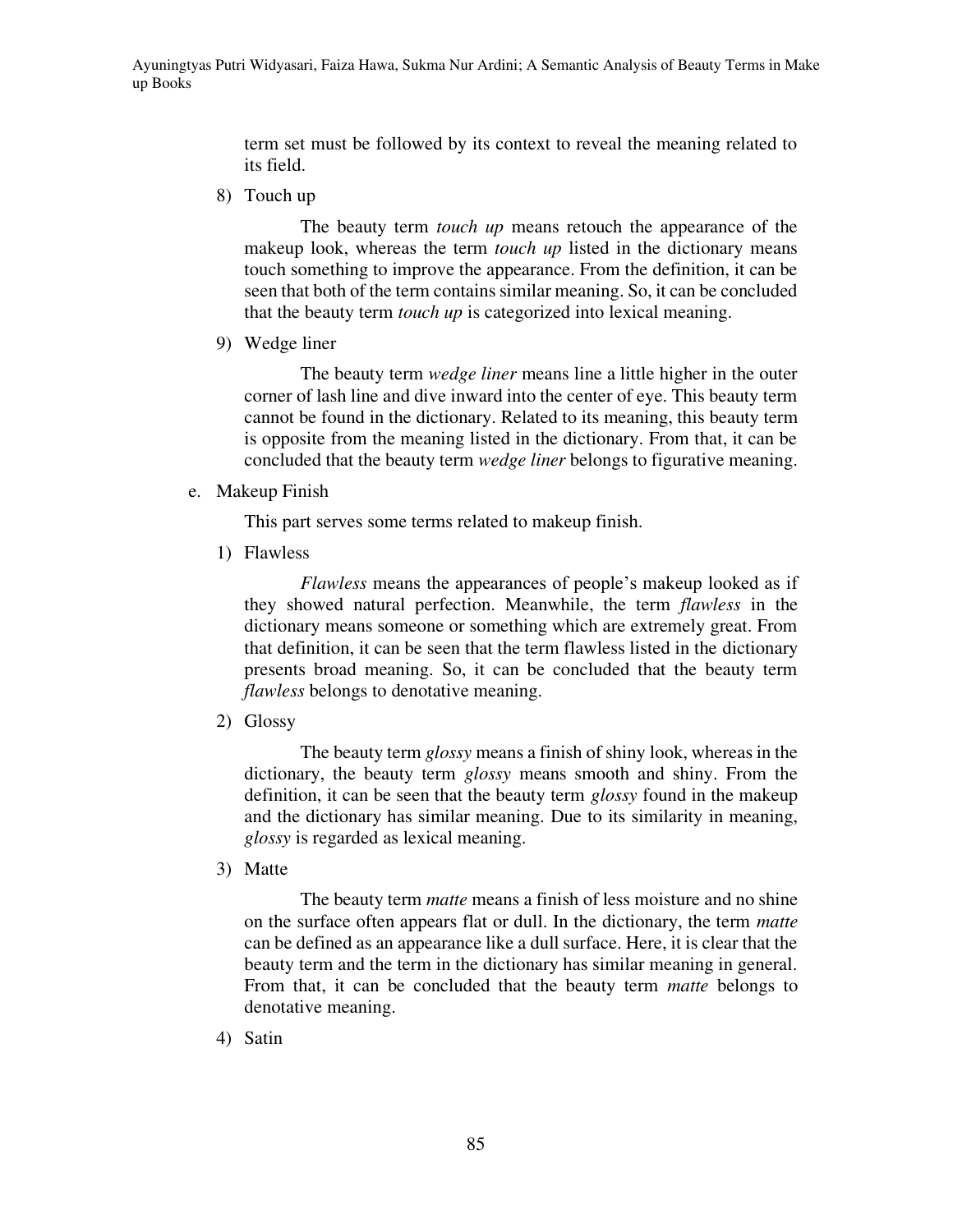term set must be followed by its context to reveal the meaning related to its field.

8) Touch up

The beauty term *touch up* means retouch the appearance of the makeup look, whereas the term *touch up* listed in the dictionary means touch something to improve the appearance. From the definition, it can be seen that both of the term contains similar meaning. So, it can be concluded that the beauty term *touch up* is categorized into lexical meaning.

9) Wedge liner

The beauty term *wedge liner* means line a little higher in the outer corner of lash line and dive inward into the center of eye. This beauty term cannot be found in the dictionary. Related to its meaning, this beauty term is opposite from the meaning listed in the dictionary. From that, it can be concluded that the beauty term *wedge liner* belongs to figurative meaning.

e. Makeup Finish

This part serves some terms related to makeup finish.

1) Flawless

*Flawless* means the appearances of people's makeup looked as if they showed natural perfection. Meanwhile, the term *flawless* in the dictionary means someone or something which are extremely great. From that definition, it can be seen that the term flawless listed in the dictionary presents broad meaning. So, it can be concluded that the beauty term *flawless* belongs to denotative meaning.

2) Glossy

The beauty term *glossy* means a finish of shiny look, whereas in the dictionary, the beauty term *glossy* means smooth and shiny. From the definition, it can be seen that the beauty term *glossy* found in the makeup and the dictionary has similar meaning. Due to its similarity in meaning, *glossy* is regarded as lexical meaning.

3) Matte

The beauty term *matte* means a finish of less moisture and no shine on the surface often appears flat or dull. In the dictionary, the term *matte* can be defined as an appearance like a dull surface. Here, it is clear that the beauty term and the term in the dictionary has similar meaning in general. From that, it can be concluded that the beauty term *matte* belongs to denotative meaning.

4) Satin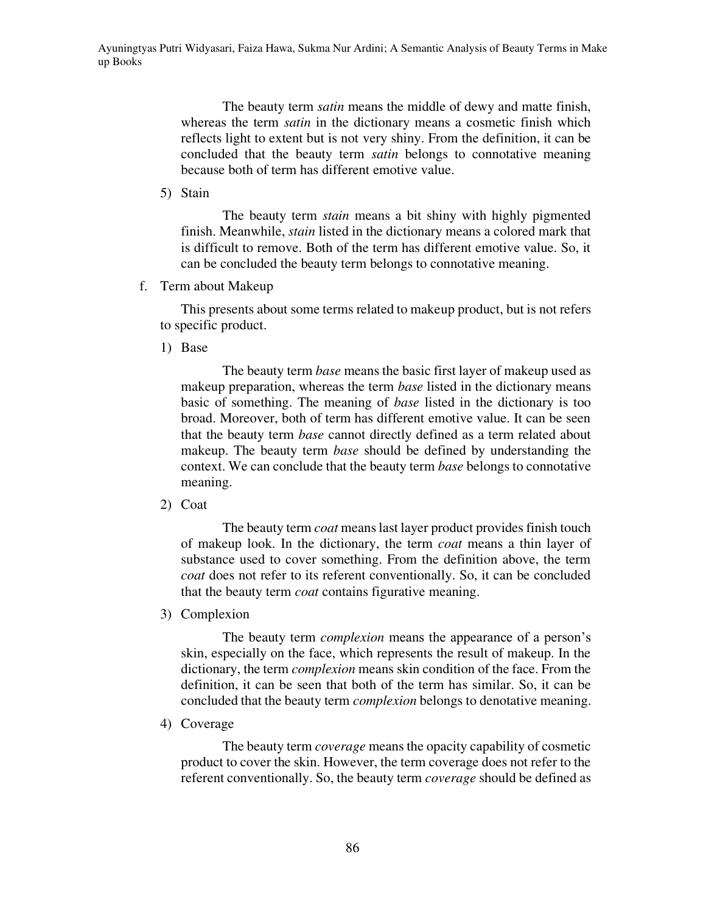The beauty term *satin* means the middle of dewy and matte finish, whereas the term *satin* in the dictionary means a cosmetic finish which reflects light to extent but is not very shiny. From the definition, it can be concluded that the beauty term *satin* belongs to connotative meaning because both of term has different emotive value.

5) Stain

The beauty term *stain* means a bit shiny with highly pigmented finish. Meanwhile, *stain* listed in the dictionary means a colored mark that is difficult to remove. Both of the term has different emotive value. So, it can be concluded the beauty term belongs to connotative meaning.

f. Term about Makeup

This presents about some terms related to makeup product, but is not refers to specific product.

1) Base

The beauty term *base* means the basic first layer of makeup used as makeup preparation, whereas the term *base* listed in the dictionary means basic of something. The meaning of *base* listed in the dictionary is too broad. Moreover, both of term has different emotive value. It can be seen that the beauty term *base* cannot directly defined as a term related about makeup. The beauty term *base* should be defined by understanding the context. We can conclude that the beauty term *base* belongs to connotative meaning.

2) Coat

The beauty term *coat* means last layer product provides finish touch of makeup look. In the dictionary, the term *coat* means a thin layer of substance used to cover something. From the definition above, the term *coat* does not refer to its referent conventionally. So, it can be concluded that the beauty term *coat* contains figurative meaning.

3) Complexion

The beauty term *complexion* means the appearance of a person's skin, especially on the face, which represents the result of makeup. In the dictionary, the term *complexion* means skin condition of the face. From the definition, it can be seen that both of the term has similar. So, it can be concluded that the beauty term *complexion* belongs to denotative meaning.

4) Coverage

The beauty term *coverage* means the opacity capability of cosmetic product to cover the skin. However, the term coverage does not refer to the referent conventionally. So, the beauty term *coverage* should be defined as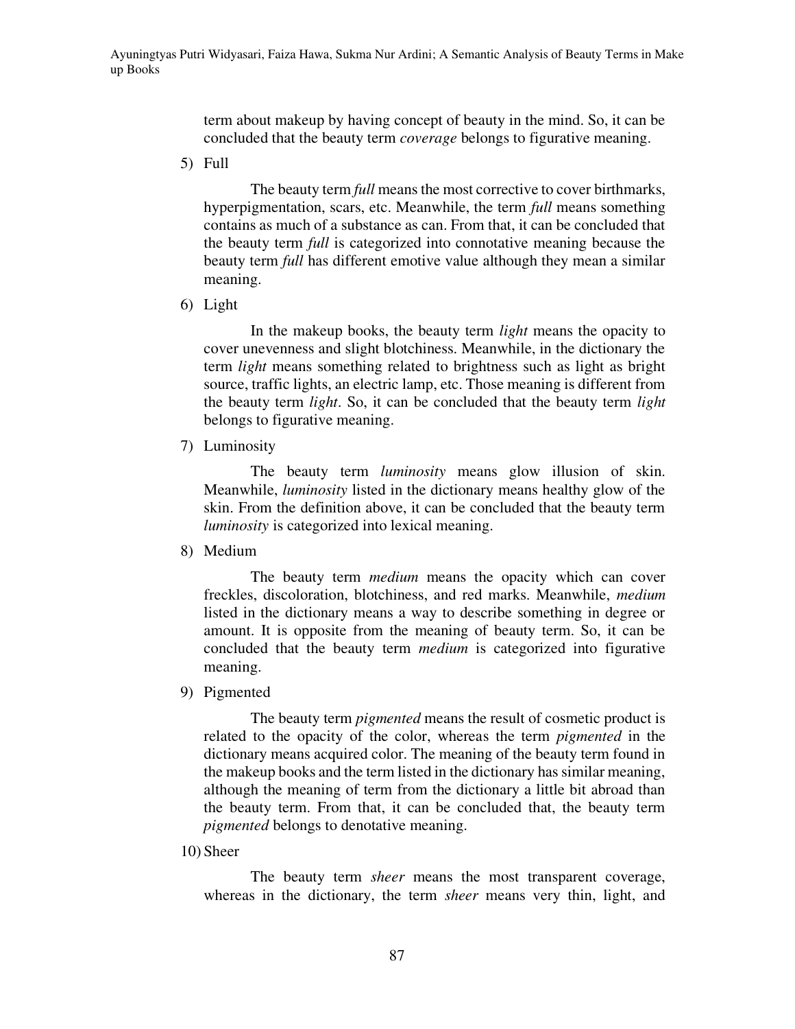term about makeup by having concept of beauty in the mind. So, it can be concluded that the beauty term *coverage* belongs to figurative meaning.

5) Full

The beauty term *full* means the most corrective to cover birthmarks, hyperpigmentation, scars, etc. Meanwhile, the term *full* means something contains as much of a substance as can. From that, it can be concluded that the beauty term *full* is categorized into connotative meaning because the beauty term *full* has different emotive value although they mean a similar meaning.

6) Light

In the makeup books, the beauty term *light* means the opacity to cover unevenness and slight blotchiness. Meanwhile, in the dictionary the term *light* means something related to brightness such as light as bright source, traffic lights, an electric lamp, etc. Those meaning is different from the beauty term *light*. So, it can be concluded that the beauty term *light* belongs to figurative meaning.

7) Luminosity

The beauty term *luminosity* means glow illusion of skin. Meanwhile, *luminosity* listed in the dictionary means healthy glow of the skin. From the definition above, it can be concluded that the beauty term *luminosity* is categorized into lexical meaning.

8) Medium

The beauty term *medium* means the opacity which can cover freckles, discoloration, blotchiness, and red marks. Meanwhile, *medium* listed in the dictionary means a way to describe something in degree or amount. It is opposite from the meaning of beauty term. So, it can be concluded that the beauty term *medium* is categorized into figurative meaning.

9) Pigmented

The beauty term *pigmented* means the result of cosmetic product is related to the opacity of the color, whereas the term *pigmented* in the dictionary means acquired color. The meaning of the beauty term found in the makeup books and the term listed in the dictionary has similar meaning, although the meaning of term from the dictionary a little bit abroad than the beauty term. From that, it can be concluded that, the beauty term *pigmented* belongs to denotative meaning.

10) Sheer

The beauty term *sheer* means the most transparent coverage, whereas in the dictionary, the term *sheer* means very thin, light, and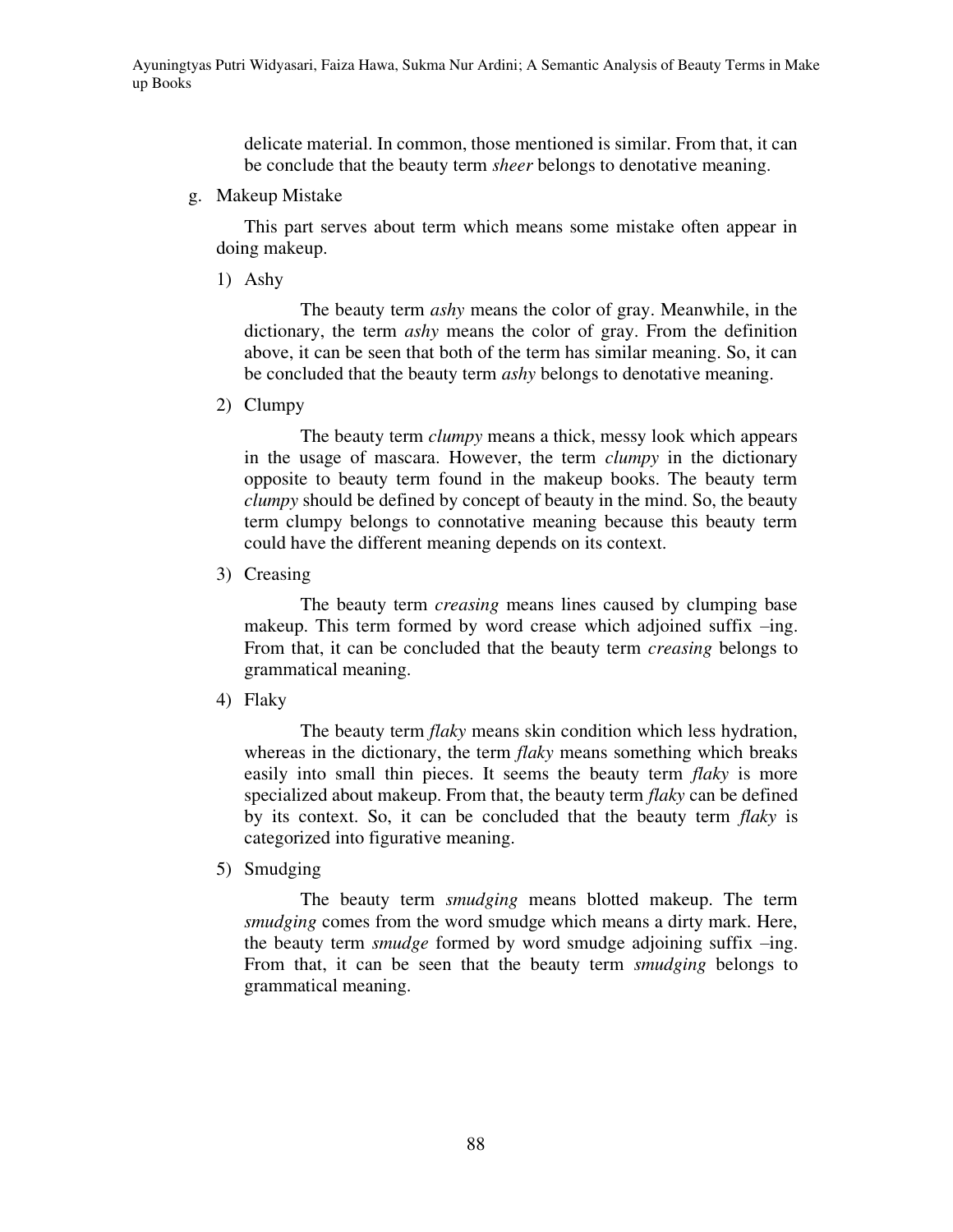delicate material. In common, those mentioned is similar. From that, it can be conclude that the beauty term *sheer* belongs to denotative meaning.

g. Makeup Mistake

This part serves about term which means some mistake often appear in doing makeup.

1) Ashy

The beauty term *ashy* means the color of gray. Meanwhile, in the dictionary, the term *ashy* means the color of gray. From the definition above, it can be seen that both of the term has similar meaning. So, it can be concluded that the beauty term *ashy* belongs to denotative meaning.

2) Clumpy

The beauty term *clumpy* means a thick, messy look which appears in the usage of mascara. However, the term *clumpy* in the dictionary opposite to beauty term found in the makeup books. The beauty term *clumpy* should be defined by concept of beauty in the mind. So, the beauty term clumpy belongs to connotative meaning because this beauty term could have the different meaning depends on its context.

3) Creasing

The beauty term *creasing* means lines caused by clumping base makeup. This term formed by word crease which adjoined suffix –ing. From that, it can be concluded that the beauty term *creasing* belongs to grammatical meaning.

4) Flaky

The beauty term *flaky* means skin condition which less hydration, whereas in the dictionary, the term *flaky* means something which breaks easily into small thin pieces. It seems the beauty term *flaky* is more specialized about makeup. From that, the beauty term *flaky* can be defined by its context. So, it can be concluded that the beauty term *flaky* is categorized into figurative meaning.

5) Smudging

The beauty term *smudging* means blotted makeup. The term *smudging* comes from the word smudge which means a dirty mark. Here, the beauty term *smudge* formed by word smudge adjoining suffix –ing. From that, it can be seen that the beauty term *smudging* belongs to grammatical meaning.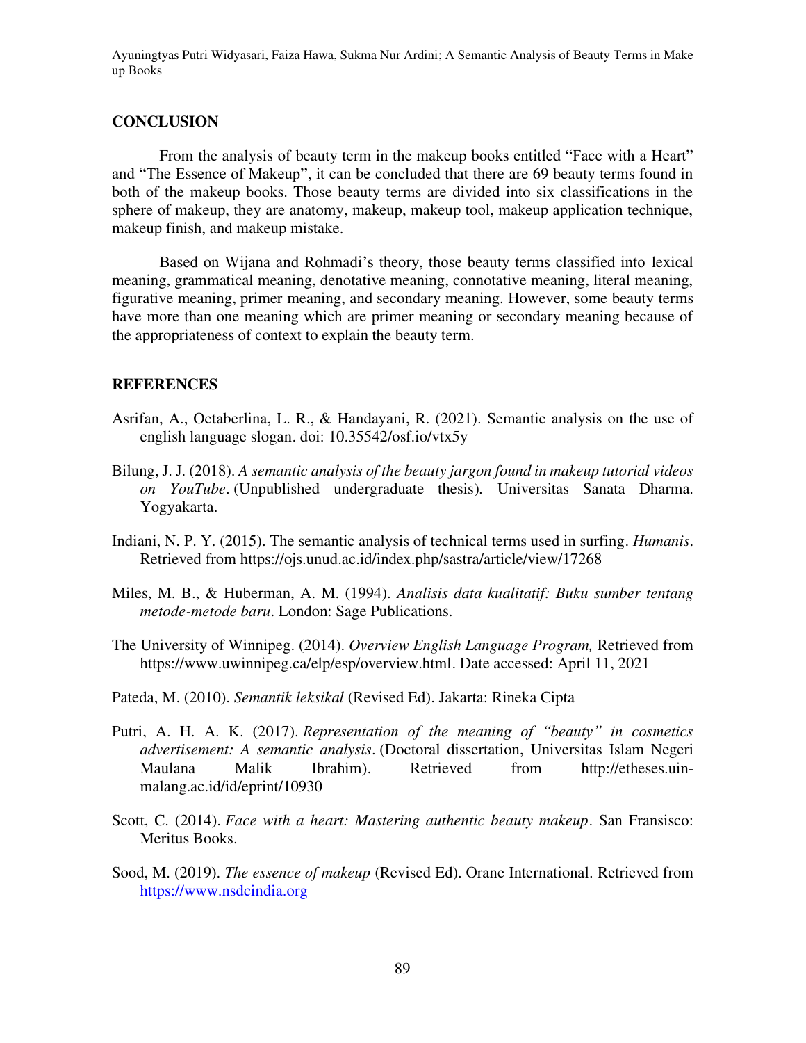## CONCLUSION

From the analysis of beauty term in the makeup books entitled "Face with a Heart" and "The Essence of Makeup", it can be concluded that there are 69 beauty terms found in both of the makeup books. Those beauty terms are divided into six classifications in the sphere of makeup, they are anatomy, makeup, makeup tool, makeup application technique, makeup finish, and makeup mistake.

Based on Wijana and Rohmadi's theory, those beauty terms classified into lexical meaning, grammatical meaning, denotative meaning, connotative meaning, literal meaning, figurative meaning, primer meaning, and secondary meaning. However, some beauty terms have more than one meaning which are primer meaning or secondary meaning because of the appropriateness of context to explain the beauty term.

## REFERENCES

Asrifan, A., Octaberlina, L. R., & Handayani, R. (2021). Semantic analysis on the use of english language slogan. doi: 10.35542/osf.io/vtx5y

Bilung, J. J. (2018). *A semantic analysis of the beauty jargon found in makeup tutorial videos on YouTube*. (Unpublished undergraduate thesis). Universitas Sanata Dharma. Yogyakarta.

Indiani, N. P. Y. (2015). The semantic analysis of technical terms used in surfing. *Humanis*. Retrieved from https://ojs.unud.ac.id/index.php/sastra/article/view/17268

Miles, M. B., & Huberman, A. M. (1994). *Analisis data kualitatif: Buku sumber tentang metode-metode baru*. London: Sage Publications.

The University of Winnipeg. (2014). *Overview English Language Program,* Retrieved from https://www.uwinnipeg.ca/elp/esp/overview.html. Date accessed: April 11, 2021

Pateda, M. (2010). *Semantik leksikal* (Revised Ed). Jakarta: Rineka Cipta

Putri, A. H. A. K. (2017). *Representation of the meaning of "beauty" in cosmetics advertisement: A semantic analysis*. (Doctoral dissertation, Universitas Islam Negeri Maulana Malik Ibrahim). Retrieved from http://etheses.uin-malang.ac.id/id/eprint/10930

Scott, C. (2014). *Face with a heart: Mastering authentic beauty makeup*. San Fransisco: Meritus Books.

Sood, M. (2019). *The essence of makeup* (Revised Ed). Orane International. Retrieved from https://www.nsdcindia.org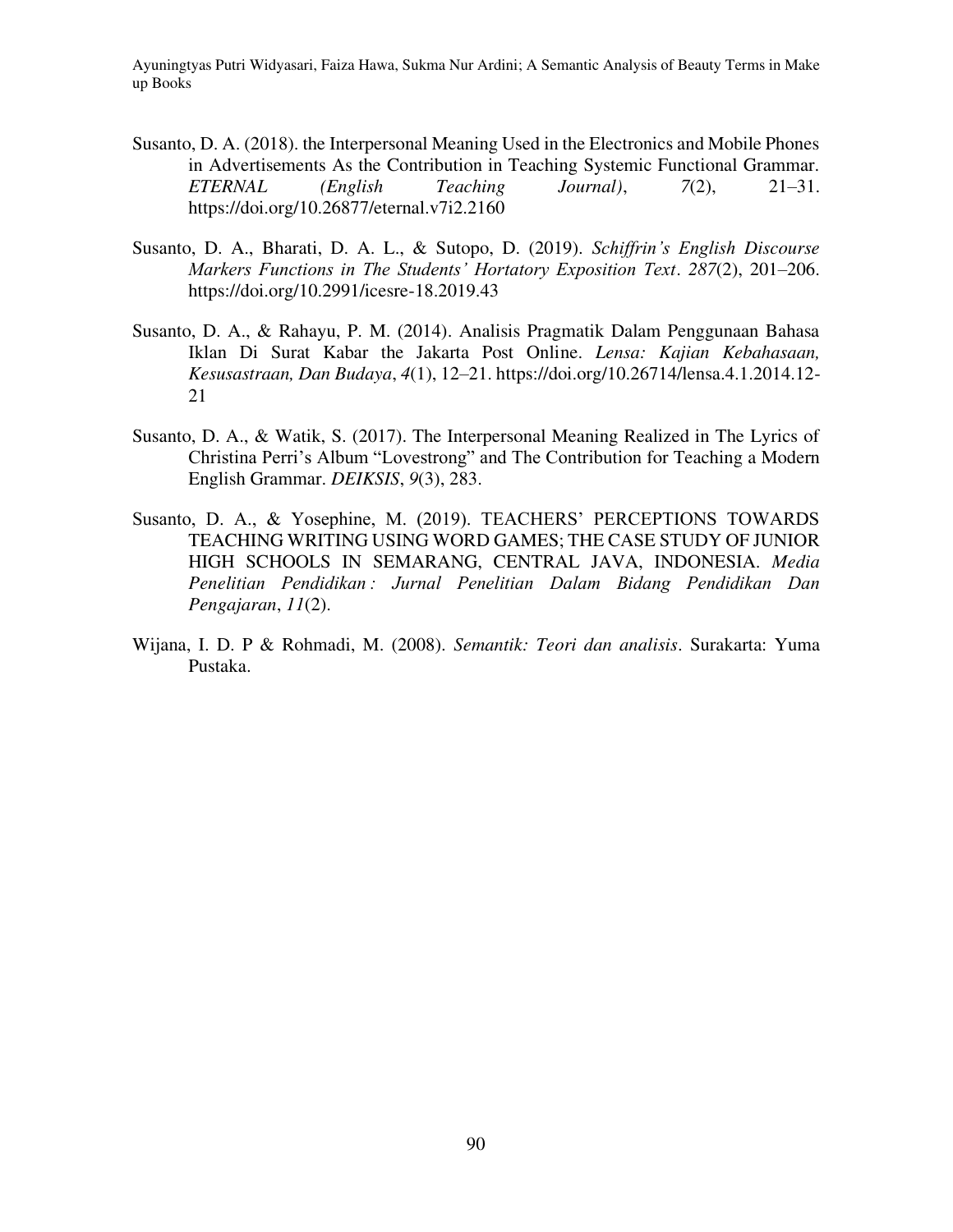Susanto, D. A. (2018). the Interpersonal Meaning Used in the Electronics and Mobile Phones in Advertisements As the Contribution in Teaching Systemic Functional Grammar. *ETERNAL (English Teaching Journal)*, *7*(2), 21–31. https://doi.org/10.26877/eternal.v7i2.2160

Susanto, D. A., Bharati, D. A. L., & Sutopo, D. (2019). *Schiffrin's English Discourse Markers Functions in The Students' Hortatory Exposition Text*. *287*(2), 201–206. https://doi.org/10.2991/icesre-18.2019.43

Susanto, D. A., & Rahayu, P. M. (2014). Analisis Pragmatik Dalam Penggunaan Bahasa Iklan Di Surat Kabar the Jakarta Post Online. *Lensa: Kajian Kebahasaan, Kesusastraan, Dan Budaya*, *4*(1), 12–21. https://doi.org/10.26714/lensa.4.1.2014.12-21

Susanto, D. A., & Watik, S. (2017). The Interpersonal Meaning Realized in The Lyrics of Christina Perri's Album "Lovestrong" and The Contribution for Teaching a Modern English Grammar. *DEIKSIS*, *9*(3), 283.

Susanto, D. A., & Yosephine, M. (2019). TEACHERS' PERCEPTIONS TOWARDS TEACHING WRITING USING WORD GAMES; THE CASE STUDY OF JUNIOR HIGH SCHOOLS IN SEMARANG, CENTRAL JAVA, INDONESIA. *Media Penelitian Pendidikan : Jurnal Penelitian Dalam Bidang Pendidikan Dan Pengajaran*, *11*(2).

Wijana, I. D. P & Rohmadi, M. (2008). *Semantik: Teori dan analisis*. Surakarta: Yuma Pustaka.